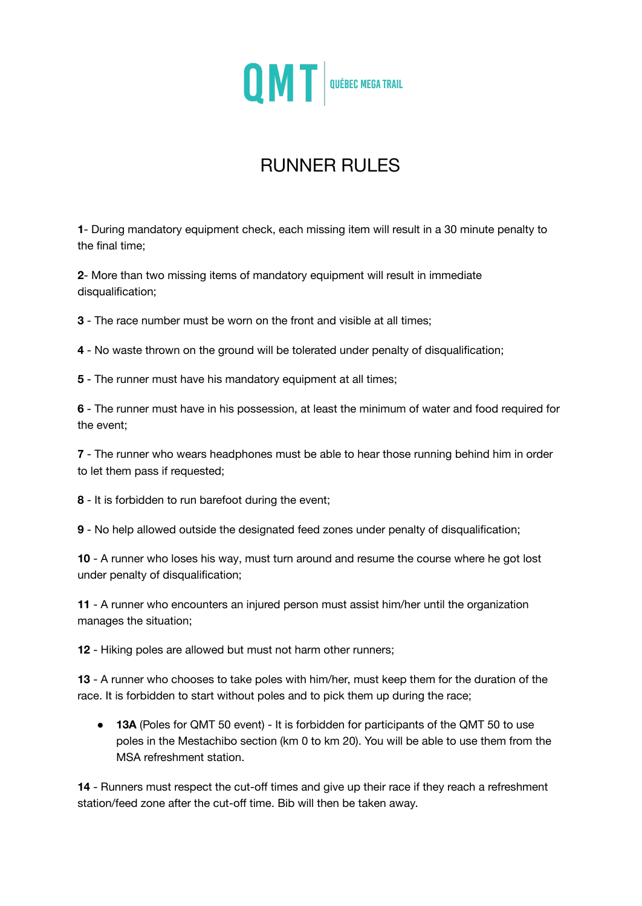QMT | QUÉBEC MEGA TRAIL

# RUNNER RULES

**1**- During mandatory equipment check, each missing item will result in a 30 minute penalty to the final time;

**2**- More than two missing items of mandatory equipment will result in immediate disqualification;

**3** - The race number must be worn on the front and visible at all times;

**4** - No waste thrown on the ground will be tolerated under penalty of disqualification;

**5** - The runner must have his mandatory equipment at all times;

**6** - The runner must have in his possession, at least the minimum of water and food required for the event;

**7** - The runner who wears headphones must be able to hear those running behind him in order to let them pass if requested;

**8** - It is forbidden to run barefoot during the event;

**9** - No help allowed outside the designated feed zones under penalty of disqualification;

**10** - A runner who loses his way, must turn around and resume the course where he got lost under penalty of disqualification;

**11** - A runner who encounters an injured person must assist him/her until the organization manages the situation;

**12** - Hiking poles are allowed but must not harm other runners;

**13** - A runner who chooses to take poles with him/her, must keep them for the duration of the race. It is forbidden to start without poles and to pick them up during the race;

- **13A** (Poles for QMT 50 event) - It is forbidden for participants of the QMT 50 to use poles in the Mestachibo section (km 0 to km 20). You will be able to use them from the MSA refreshment station.

**14** - Runners must respect the cut-off times and give up their race if they reach a refreshment station/feed zone after the cut-off time. Bib will then be taken away.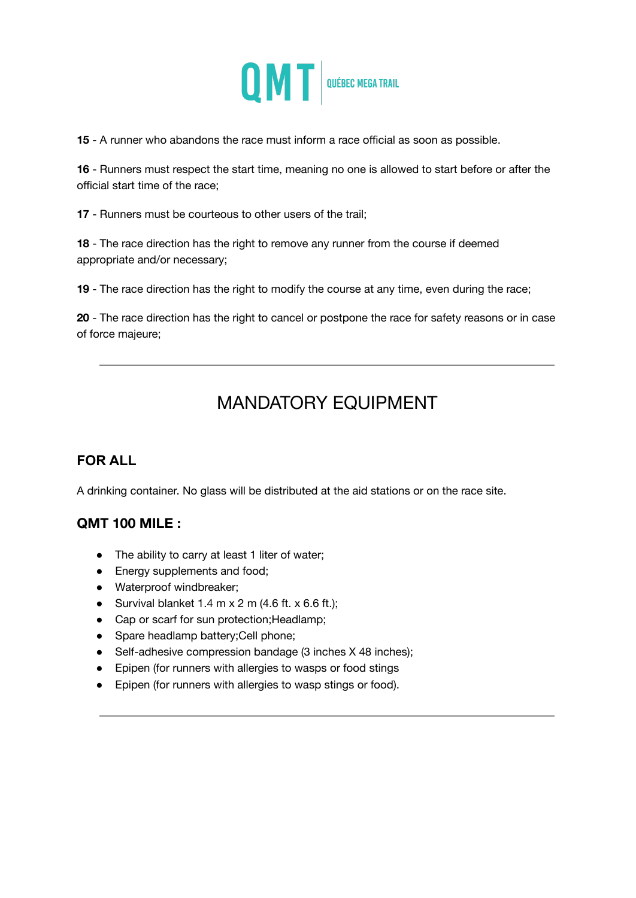**15** - A runner who abandons the race must inform a race official as soon as possible.

**16** - Runners must respect the start time, meaning no one is allowed to start before or after the official start time of the race;

**17** - Runners must be courteous to other users of the trail;

**18** - The race direction has the right to remove any runner from the course if deemed appropriate and/or necessary;

**19** - The race direction has the right to modify the course at any time, even during the race;

**20** - The race direction has the right to cancel or postpone the race for safety reasons or in case of force majeure;

---

# MANDATORY EQUIPMENT

### FOR ALL

A drinking container. No glass will be distributed at the aid stations or on the race site.

### QMT 100 MILE :

- The ability to carry at least 1 liter of water;
- Energy supplements and food;
- Waterproof windbreaker;
- Survival blanket 1.4 m x 2 m (4.6 ft. x 6.6 ft.);
- Cap or scarf for sun protection;Headlamp;
- Spare headlamp battery;Cell phone;
- Self-adhesive compression bandage (3 inches X 48 inches);
- Epipen (for runners with allergies to wasps or food stings
- Epipen (for runners with allergies to wasp stings or food).

---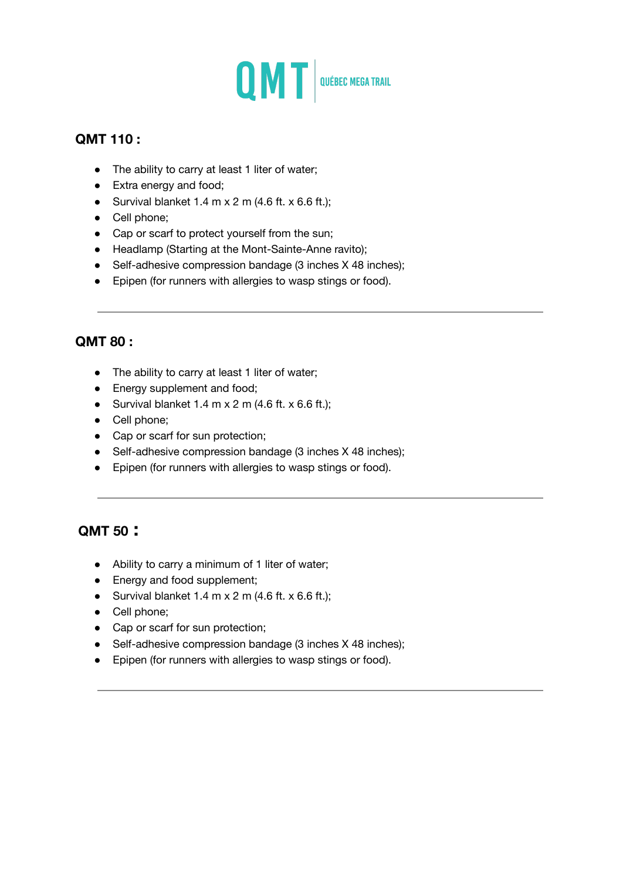## QMT 110 :

- The ability to carry at least 1 liter of water;
- Extra energy and food;
- Survival blanket 1.4 m x 2 m (4.6 ft. x 6.6 ft.);
- Cell phone;
- Cap or scarf to protect yourself from the sun;
- Headlamp (Starting at the Mont-Sainte-Anne ravito);
- Self-adhesive compression bandage (3 inches X 48 inches);
- Epipen (for runners with allergies to wasp stings or food).

---

## QMT 80 :

- The ability to carry at least 1 liter of water;
- Energy supplement and food;
- Survival blanket 1.4 m x 2 m (4.6 ft. x 6.6 ft.);
- Cell phone;
- Cap or scarf for sun protection;
- Self-adhesive compression bandage (3 inches X 48 inches);
- Epipen (for runners with allergies to wasp stings or food).

---

## QMT 50 :

- Ability to carry a minimum of 1 liter of water;
- Energy and food supplement;
- Survival blanket 1.4 m x 2 m (4.6 ft. x 6.6 ft.);
- Cell phone;
- Cap or scarf for sun protection;
- Self-adhesive compression bandage (3 inches X 48 inches);
- Epipen (for runners with allergies to wasp stings or food).

---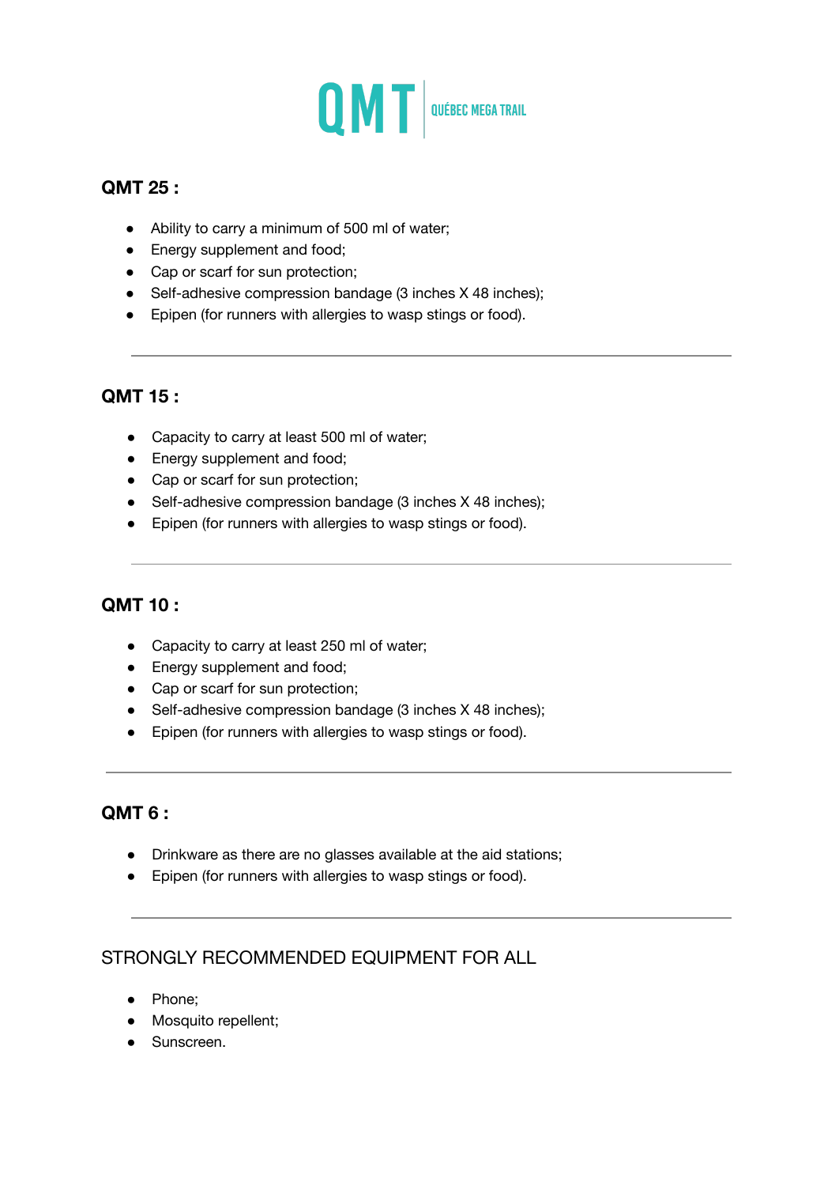# QMT | QUÉBEC MEGA TRAIL

## QMT 25 :

- Ability to carry a minimum of 500 ml of water;
- Energy supplement and food;
- Cap or scarf for sun protection;
- Self-adhesive compression bandage (3 inches X 48 inches);
- Epipen (for runners with allergies to wasp stings or food).

---

## QMT 15 :

- Capacity to carry at least 500 ml of water;
- Energy supplement and food;
- Cap or scarf for sun protection;
- Self-adhesive compression bandage (3 inches X 48 inches);
- Epipen (for runners with allergies to wasp stings or food).

---

## QMT 10 :

- Capacity to carry at least 250 ml of water;
- Energy supplement and food;
- Cap or scarf for sun protection;
- Self-adhesive compression bandage (3 inches X 48 inches);
- Epipen (for runners with allergies to wasp stings or food).

---

## QMT 6 :

- Drinkware as there are no glasses available at the aid stations;
- Epipen (for runners with allergies to wasp stings or food).

---

## STRONGLY RECOMMENDED EQUIPMENT FOR ALL

- Phone;
- Mosquito repellent;
- Sunscreen.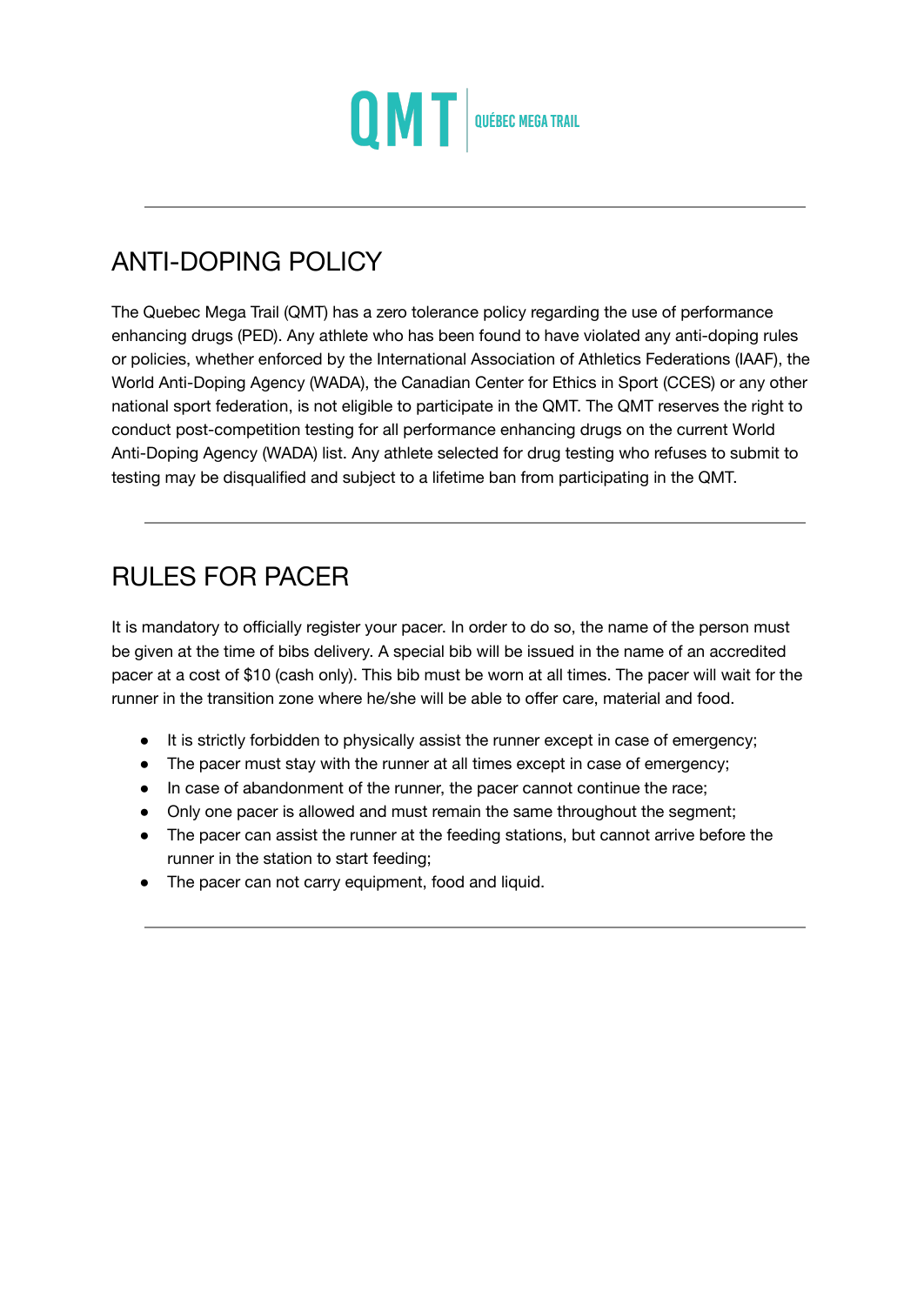QMT | QUÉBEC MEGA TRAIL

---

## ANTI-DOPING POLICY

The Quebec Mega Trail (QMT) has a zero tolerance policy regarding the use of performance enhancing drugs (PED). Any athlete who has been found to have violated any anti-doping rules or policies, whether enforced by the International Association of Athletics Federations (IAAF), the World Anti-Doping Agency (WADA), the Canadian Center for Ethics in Sport (CCES) or any other national sport federation, is not eligible to participate in the QMT. The QMT reserves the right to conduct post-competition testing for all performance enhancing drugs on the current World Anti-Doping Agency (WADA) list. Any athlete selected for drug testing who refuses to submit to testing may be disqualified and subject to a lifetime ban from participating in the QMT.

---

## RULES FOR PACER

It is mandatory to officially register your pacer. In order to do so, the name of the person must be given at the time of bibs delivery. A special bib will be issued in the name of an accredited pacer at a cost of $10 (cash only). This bib must be worn at all times. The pacer will wait for the runner in the transition zone where he/she will be able to offer care, material and food.

- It is strictly forbidden to physically assist the runner except in case of emergency;
- The pacer must stay with the runner at all times except in case of emergency;
- In case of abandonment of the runner, the pacer cannot continue the race;
- Only one pacer is allowed and must remain the same throughout the segment;
- The pacer can assist the runner at the feeding stations, but cannot arrive before the runner in the station to start feeding;
- The pacer can not carry equipment, food and liquid.

---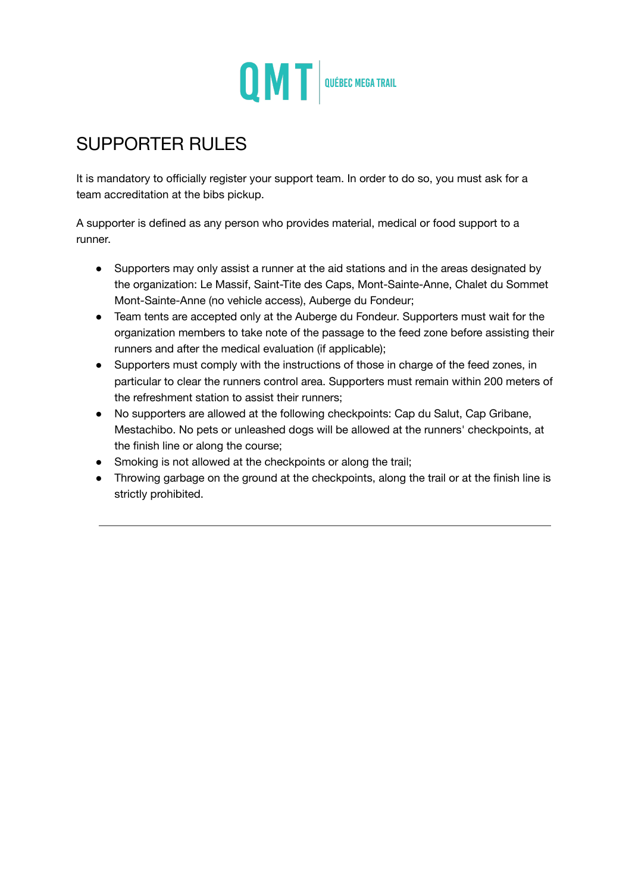QMT | QUÉBEC MEGA TRAIL

# SUPPORTER RULES

It is mandatory to officially register your support team. In order to do so, you must ask for a team accreditation at the bibs pickup.

A supporter is defined as any person who provides material, medical or food support to a runner.

- Supporters may only assist a runner at the aid stations and in the areas designated by the organization: Le Massif, Saint-Tite des Caps, Mont-Sainte-Anne, Chalet du Sommet Mont-Sainte-Anne (no vehicle access), Auberge du Fondeur;
- Team tents are accepted only at the Auberge du Fondeur. Supporters must wait for the organization members to take note of the passage to the feed zone before assisting their runners and after the medical evaluation (if applicable);
- Supporters must comply with the instructions of those in charge of the feed zones, in particular to clear the runners control area. Supporters must remain within 200 meters of the refreshment station to assist their runners;
- No supporters are allowed at the following checkpoints: Cap du Salut, Cap Gribane, Mestachibo. No pets or unleashed dogs will be allowed at the runners' checkpoints, at the finish line or along the course;
- Smoking is not allowed at the checkpoints or along the trail;
- Throwing garbage on the ground at the checkpoints, along the trail or at the finish line is strictly prohibited.